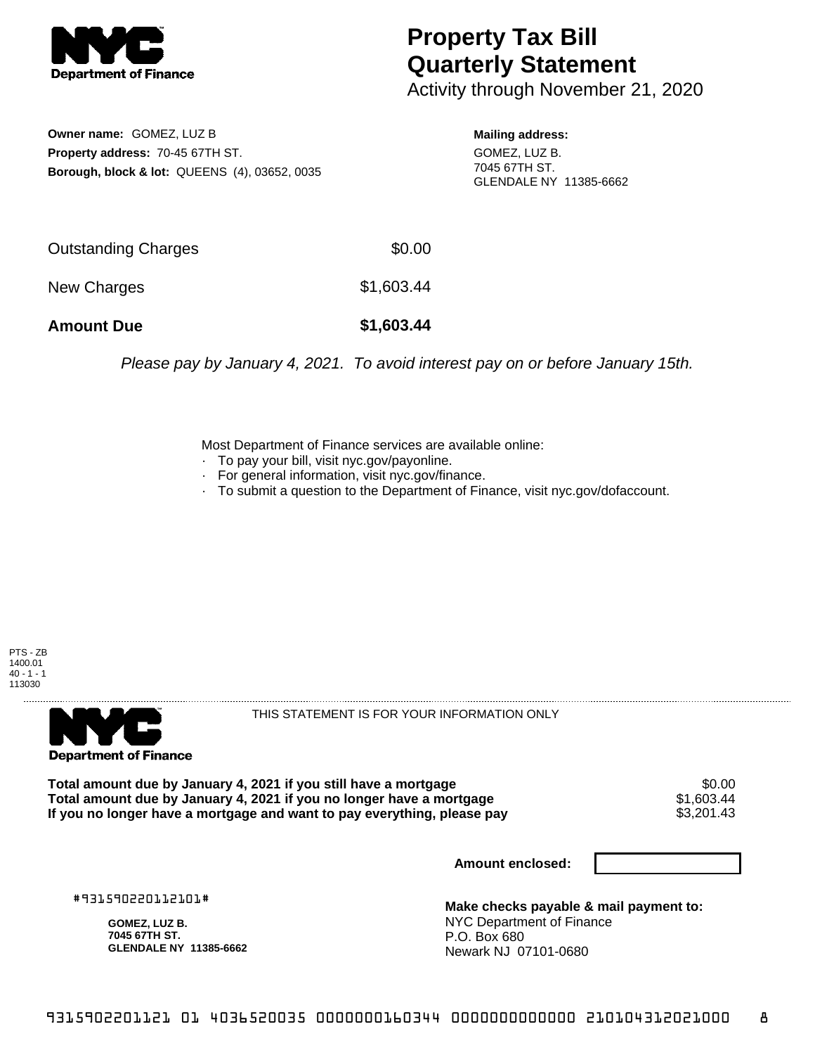# Property Tax Bill Quarterly Statement

Activity through November 21, 2020

**Owner name:** GOMEZ, LUZ B
**Property address:** 70-45 67TH ST.
**Borough, block & lot:** QUEENS (4), 03652, 0035

**Mailing address:**
GOMEZ, LUZ B.
7045 67TH ST.
GLENDALE NY 11385-6662

| | |
|---|---|
| Outstanding Charges | $0.00 |
| New Charges | $1,603.44 |
| **Amount Due** | **$1,603.44** |

*Please pay by January 4, 2021. To avoid interest pay on or before January 15th.*

Most Department of Finance services are available online:
- To pay your bill, visit nyc.gov/payonline.
- For general information, visit nyc.gov/finance.
- To submit a question to the Department of Finance, visit nyc.gov/dofaccount.

PTS - ZB
1400.01
40 - 1 - 1
113030

THIS STATEMENT IS FOR YOUR INFORMATION ONLY

| | |
|---|---|
| **Total amount due by January 4, 2021 if you still have a mortgage** | $0.00 |
| **Total amount due by January 4, 2021 if you no longer have a mortgage** | $1,603.44 |
| **If you no longer have a mortgage and want to pay everything, please pay** | $3,201.43 |

**Amount enclosed:**

#931590220112101#

**GOMEZ, LUZ B.**
**7045 67TH ST.**
**GLENDALE NY 11385-6662**

**Make checks payable & mail payment to:**
NYC Department of Finance
P.O. Box 680
Newark NJ 07101-0680

931590220112101 01 4036520035 0000000160344 0000000000000 210104312021000 8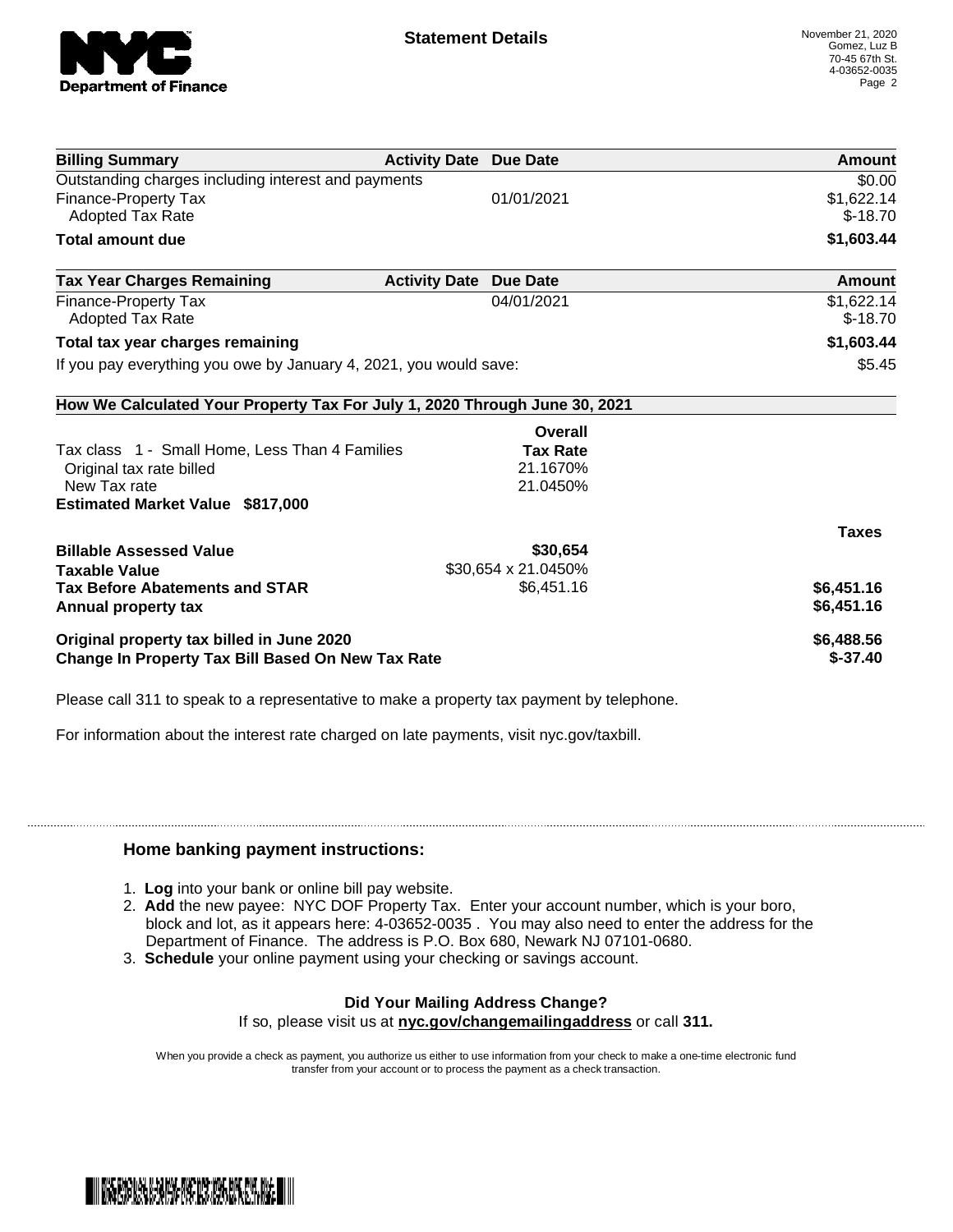# Statement Details

November 21, 2020
Gomez, Luz B
70-45 67th St.
4-03652-0035

| Billing Summary | Activity Date | Due Date | Amount |
| --- | --- | --- | --- |
| Outstanding charges including interest and payments | | | $0.00 |
| Finance-Property Tax | | 01/01/2021 | $1,622.14 |
| Adopted Tax Rate | | | $-18.70 |
| **Total amount due** | | | **$1,603.44** |

| Tax Year Charges Remaining | Activity Date | Due Date | Amount |
| --- | --- | --- | --- |
| Finance-Property Tax | | 04/01/2021 | $1,622.14 |
| Adopted Tax Rate | | | $-18.70 |
| **Total tax year charges remaining** | | | **$1,603.44** |
| If you pay everything you owe by January 4, 2021, you would save: | | | $5.45 |

## How We Calculated Your Property Tax For July 1, 2020 Through June 30, 2021

| | Overall Tax Rate | |
| --- | --- | --- |
| Tax class 1 - Small Home, Less Than 4 Families | | |
| Original tax rate billed | 21.1670% | |
| New Tax rate | 21.0450% | |
| **Estimated Market Value $817,000** | | |
| | | **Taxes** |
| **Billable Assessed Value** | **$30,654** | |
| **Taxable Value** | $30,654 x 21.0450% | |
| **Tax Before Abatements and STAR** | $6,451.16 | **$6,451.16** |
| **Annual property tax** | | **$6,451.16** |
| **Original property tax billed in June 2020** | | **$6,488.56** |
| **Change In Property Tax Bill Based On New Tax Rate** | | **$-37.40** |

Please call 311 to speak to a representative to make a property tax payment by telephone.

For information about the interest rate charged on late payments, visit nyc.gov/taxbill.

## Home banking payment instructions:

1. **Log** into your bank or online bill pay website.
2. **Add** the new payee: NYC DOF Property Tax. Enter your account number, which is your boro, block and lot, as it appears here: 4-03652-0035 . You may also need to enter the address for the Department of Finance. The address is P.O. Box 680, Newark NJ 07101-0680.
3. **Schedule** your online payment using your checking or savings account.

**Did Your Mailing Address Change?**
If so, please visit us at **nyc.gov/changemailingaddress** or call **311.**

When you provide a check as payment, you authorize us either to use information from your check to make a one-time electronic fund transfer from your account or to process the payment as a check transaction.